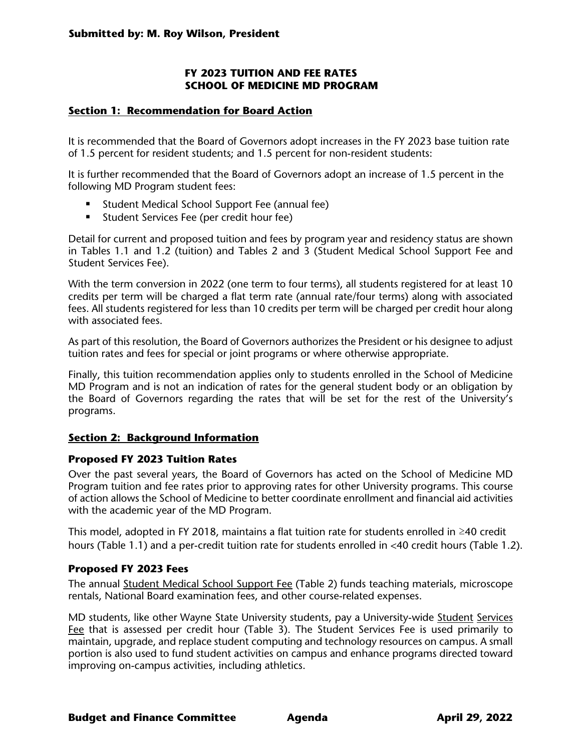**Submitted by: M. Roy Wilson, President**

## FY 2023 TUITION AND FEE RATES
## SCHOOL OF MEDICINE MD PROGRAM

### Section 1: Recommendation for Board Action

It is recommended that the Board of Governors adopt increases in the FY 2023 base tuition rate of 1.5 percent for resident students; and 1.5 percent for non-resident students:

It is further recommended that the Board of Governors adopt an increase of 1.5 percent in the following MD Program student fees:

- Student Medical School Support Fee (annual fee)
- Student Services Fee (per credit hour fee)

Detail for current and proposed tuition and fees by program year and residency status are shown in Tables 1.1 and 1.2 (tuition) and Tables 2 and 3 (Student Medical School Support Fee and Student Services Fee).

With the term conversion in 2022 (one term to four terms), all students registered for at least 10 credits per term will be charged a flat term rate (annual rate/four terms) along with associated fees. All students registered for less than 10 credits per term will be charged per credit hour along with associated fees.

As part of this resolution, the Board of Governors authorizes the President or his designee to adjust tuition rates and fees for special or joint programs or where otherwise appropriate.

Finally, this tuition recommendation applies only to students enrolled in the School of Medicine MD Program and is not an indication of rates for the general student body or an obligation by the Board of Governors regarding the rates that will be set for the rest of the University's programs.

### Section 2: Background Information

#### Proposed FY 2023 Tuition Rates

Over the past several years, the Board of Governors has acted on the School of Medicine MD Program tuition and fee rates prior to approving rates for other University programs. This course of action allows the School of Medicine to better coordinate enrollment and financial aid activities with the academic year of the MD Program.

This model, adopted in FY 2018, maintains a flat tuition rate for students enrolled in ≥40 credit hours (Table 1.1) and a per-credit tuition rate for students enrolled in <40 credit hours (Table 1.2).

#### Proposed FY 2023 Fees

The annual Student Medical School Support Fee (Table 2) funds teaching materials, microscope rentals, National Board examination fees, and other course-related expenses.

MD students, like other Wayne State University students, pay a University-wide Student Services Fee that is assessed per credit hour (Table 3). The Student Services Fee is used primarily to maintain, upgrade, and replace student computing and technology resources on campus. A small portion is also used to fund student activities on campus and enhance programs directed toward improving on-campus activities, including athletics.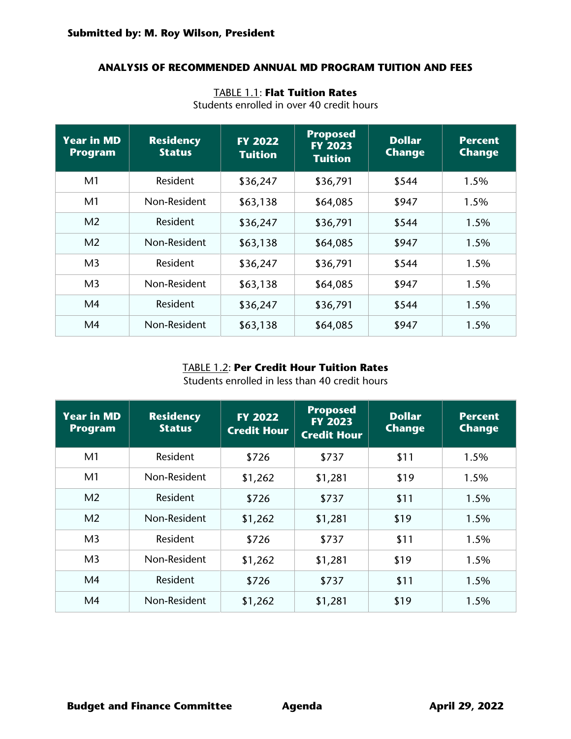**Submitted by: M. Roy Wilson, President**

## ANALYSIS OF RECOMMENDED ANNUAL MD PROGRAM TUITION AND FEES

TABLE 1.1: **Flat Tuition Rates**
Students enrolled in over 40 credit hours

| Year in MD Program | Residency Status | FY 2022 Tuition | Proposed FY 2023 Tuition | Dollar Change | Percent Change |
|---|---|---|---|---|---|
| M1 | Resident | $36,247 | $36,791 | $544 | 1.5% |
| M1 | Non-Resident | $63,138 | $64,085 | $947 | 1.5% |
| M2 | Resident | $36,247 | $36,791 | $544 | 1.5% |
| M2 | Non-Resident | $63,138 | $64,085 | $947 | 1.5% |
| M3 | Resident | $36,247 | $36,791 | $544 | 1.5% |
| M3 | Non-Resident | $63,138 | $64,085 | $947 | 1.5% |
| M4 | Resident | $36,247 | $36,791 | $544 | 1.5% |
| M4 | Non-Resident | $63,138 | $64,085 | $947 | 1.5% |

TABLE 1.2: **Per Credit Hour Tuition Rates**
Students enrolled in less than 40 credit hours

| Year in MD Program | Residency Status | FY 2022 Credit Hour | Proposed FY 2023 Credit Hour | Dollar Change | Percent Change |
|---|---|---|---|---|---|
| M1 | Resident | $726 | $737 | $11 | 1.5% |
| M1 | Non-Resident | $1,262 | $1,281 | $19 | 1.5% |
| M2 | Resident | $726 | $737 | $11 | 1.5% |
| M2 | Non-Resident | $1,262 | $1,281 | $19 | 1.5% |
| M3 | Resident | $726 | $737 | $11 | 1.5% |
| M3 | Non-Resident | $1,262 | $1,281 | $19 | 1.5% |
| M4 | Resident | $726 | $737 | $11 | 1.5% |
| M4 | Non-Resident | $1,262 | $1,281 | $19 | 1.5% |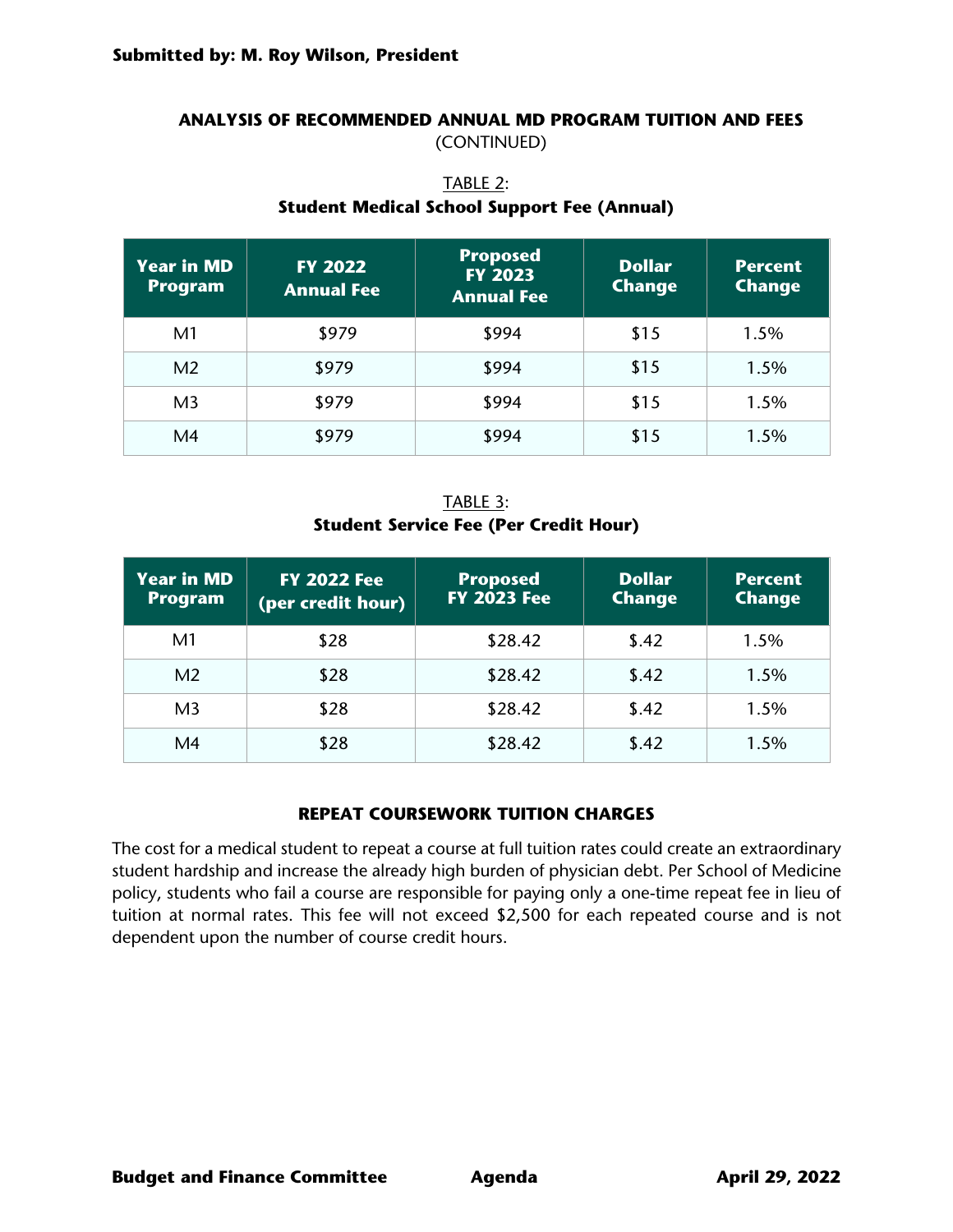**Submitted by: M. Roy Wilson, President**

## ANALYSIS OF RECOMMENDED ANNUAL MD PROGRAM TUITION AND FEES

(CONTINUED)

TABLE 2:

**Student Medical School Support Fee (Annual)**

| Year in MD Program | FY 2022 Annual Fee | Proposed FY 2023 Annual Fee | Dollar Change | Percent Change |
|---|---|---|---|---|
| M1 | $979 | $994 | $15 | 1.5% |
| M2 | $979 | $994 | $15 | 1.5% |
| M3 | $979 | $994 | $15 | 1.5% |
| M4 | $979 | $994 | $15 | 1.5% |

TABLE 3:

**Student Service Fee (Per Credit Hour)**

| Year in MD Program | FY 2022 Fee (per credit hour) | Proposed FY 2023 Fee | Dollar Change | Percent Change |
|---|---|---|---|---|
| M1 | $28 | $28.42 | $.42 | 1.5% |
| M2 | $28 | $28.42 | $.42 | 1.5% |
| M3 | $28 | $28.42 | $.42 | 1.5% |
| M4 | $28 | $28.42 | $.42 | 1.5% |

### REPEAT COURSEWORK TUITION CHARGES

The cost for a medical student to repeat a course at full tuition rates could create an extraordinary student hardship and increase the already high burden of physician debt. Per School of Medicine policy, students who fail a course are responsible for paying only a one-time repeat fee in lieu of tuition at normal rates. This fee will not exceed $2,500 for each repeated course and is not dependent upon the number of course credit hours.